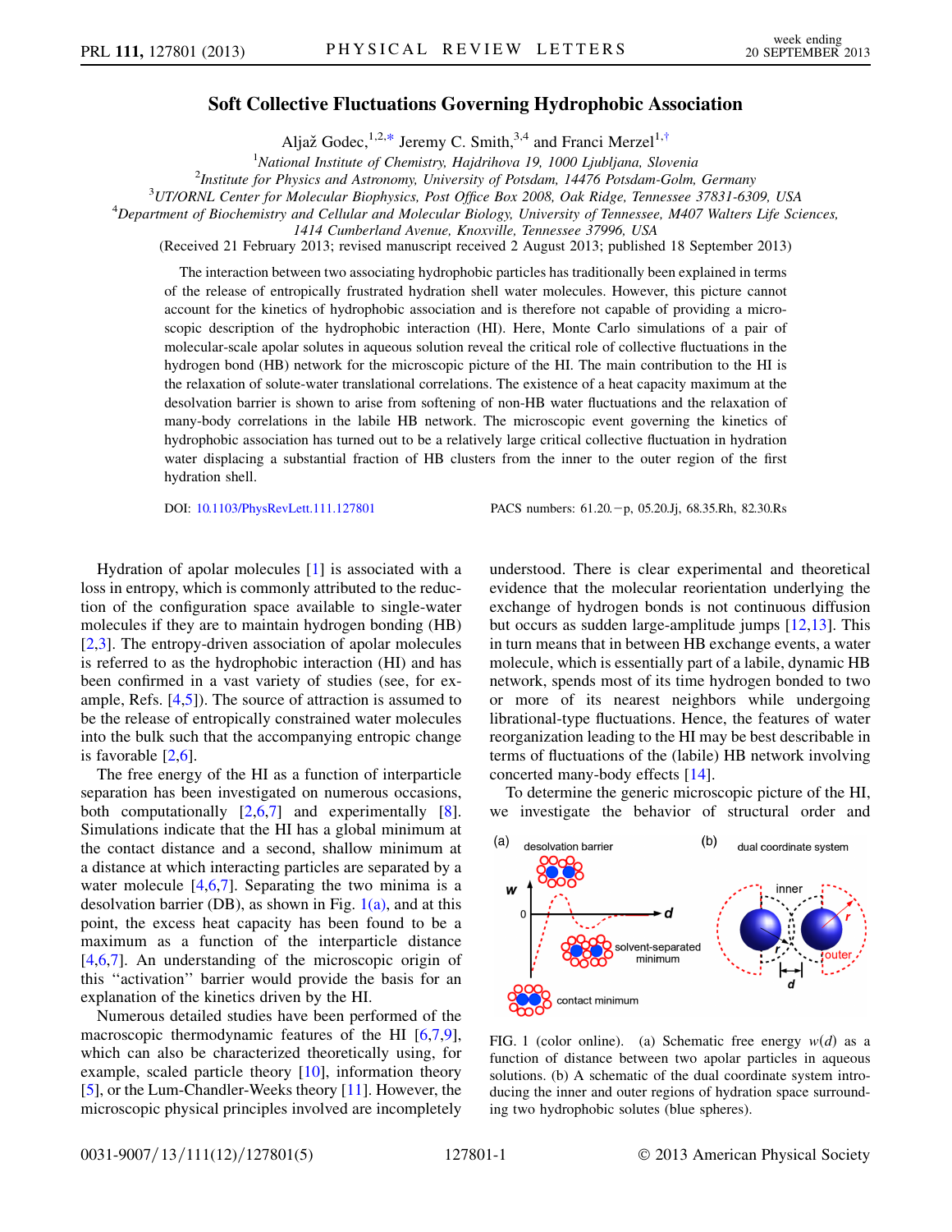# Soft Collective Fluctuations Governing Hydrophobic Association

Aljaž Godec,[1,2,*] Jeremy C. Smith,[3,4] and Franci Merzel[1,†]

[1]*National Institute of Chemistry, Hajdrihova 19, 1000 Ljubljana, Slovenia*
[2]*Institute for Physics and Astronomy, University of Potsdam, 14476 Potsdam-Golm, Germany*
[3]*UT/ORNL Center for Molecular Biophysics, Post Office Box 2008, Oak Ridge, Tennessee 37831-6309, USA*
[4]*Department of Biochemistry and Cellular and Molecular Biology, University of Tennessee, M407 Walters Life Sciences, 1414 Cumberland Avenue, Knoxville, Tennessee 37996, USA*

(Received 21 February 2013; revised manuscript received 2 August 2013; published 18 September 2013)

The interaction between two associating hydrophobic particles has traditionally been explained in terms of the release of entropically frustrated hydration shell water molecules. However, this picture cannot account for the kinetics of hydrophobic association and is therefore not capable of providing a microscopic description of the hydrophobic interaction (HI). Here, Monte Carlo simulations of a pair of molecular-scale apolar solutes in aqueous solution reveal the critical role of collective fluctuations in the hydrogen bond (HB) network for the microscopic picture of the HI. The main contribution to the HI is the relaxation of solute-water translational correlations. The existence of a heat capacity maximum at the desolvation barrier is shown to arise from softening of non-HB water fluctuations and the relaxation of many-body correlations in the labile HB network. The microscopic event governing the kinetics of hydrophobic association has turned out to be a relatively large critical collective fluctuation in hydration water displacing a substantial fraction of HB clusters from the inner to the outer region of the first hydration shell.

DOI: 10.1103/PhysRevLett.111.127801 PACS numbers: 61.20.−p, 05.20.Jj, 68.35.Rh, 82.30.Rs

Hydration of apolar molecules [1] is associated with a loss in entropy, which is commonly attributed to the reduction of the configuration space available to single-water molecules if they are to maintain hydrogen bonding (HB) [2,3]. The entropy-driven association of apolar molecules is referred to as the hydrophobic interaction (HI) and has been confirmed in a vast variety of studies (see, for example, Refs. [4,5]). The source of attraction is assumed to be the release of entropically constrained water molecules into the bulk such that the accompanying entropic change is favorable [2,6].

The free energy of the HI as a function of interparticle separation has been investigated on numerous occasions, both computationally [2,6,7] and experimentally [8]. Simulations indicate that the HI has a global minimum at the contact distance and a second, shallow minimum at a distance at which interacting particles are separated by a water molecule [4,6,7]. Separating the two minima is a desolvation barrier (DB), as shown in Fig. 1(a), and at this point, the excess heat capacity has been found to be a maximum as a function of the interparticle distance [4,6,7]. An understanding of the microscopic origin of this "activation" barrier would provide the basis for an explanation of the kinetics driven by the HI.

Numerous detailed studies have been performed of the macroscopic thermodynamic features of the HI [6,7,9], which can also be characterized theoretically using, for example, scaled particle theory [10], information theory [5], or the Lum-Chandler-Weeks theory [11]. However, the microscopic physical principles involved are incompletely understood. There is clear experimental and theoretical evidence that the molecular reorientation underlying the exchange of hydrogen bonds is not continuous diffusion but occurs as sudden large-amplitude jumps [12,13]. This in turn means that in between HB exchange events, a water molecule, which is essentially part of a labile, dynamic HB network, spends most of its time hydrogen bonded to two or more of its nearest neighbors while undergoing librational-type fluctuations. Hence, the features of water reorganization leading to the HI may be best describable in terms of fluctuations of the (labile) HB network involving concerted many-body effects [14].

To determine the generic microscopic picture of the HI, we investigate the behavior of structural order and

FIG. 1 (color online). (a) Schematic free energy $w(d)$ as a function of distance between two apolar particles in aqueous solutions. (b) A schematic of the dual coordinate system introducing the inner and outer regions of hydration space surrounding two hydrophobic solutes (blue spheres).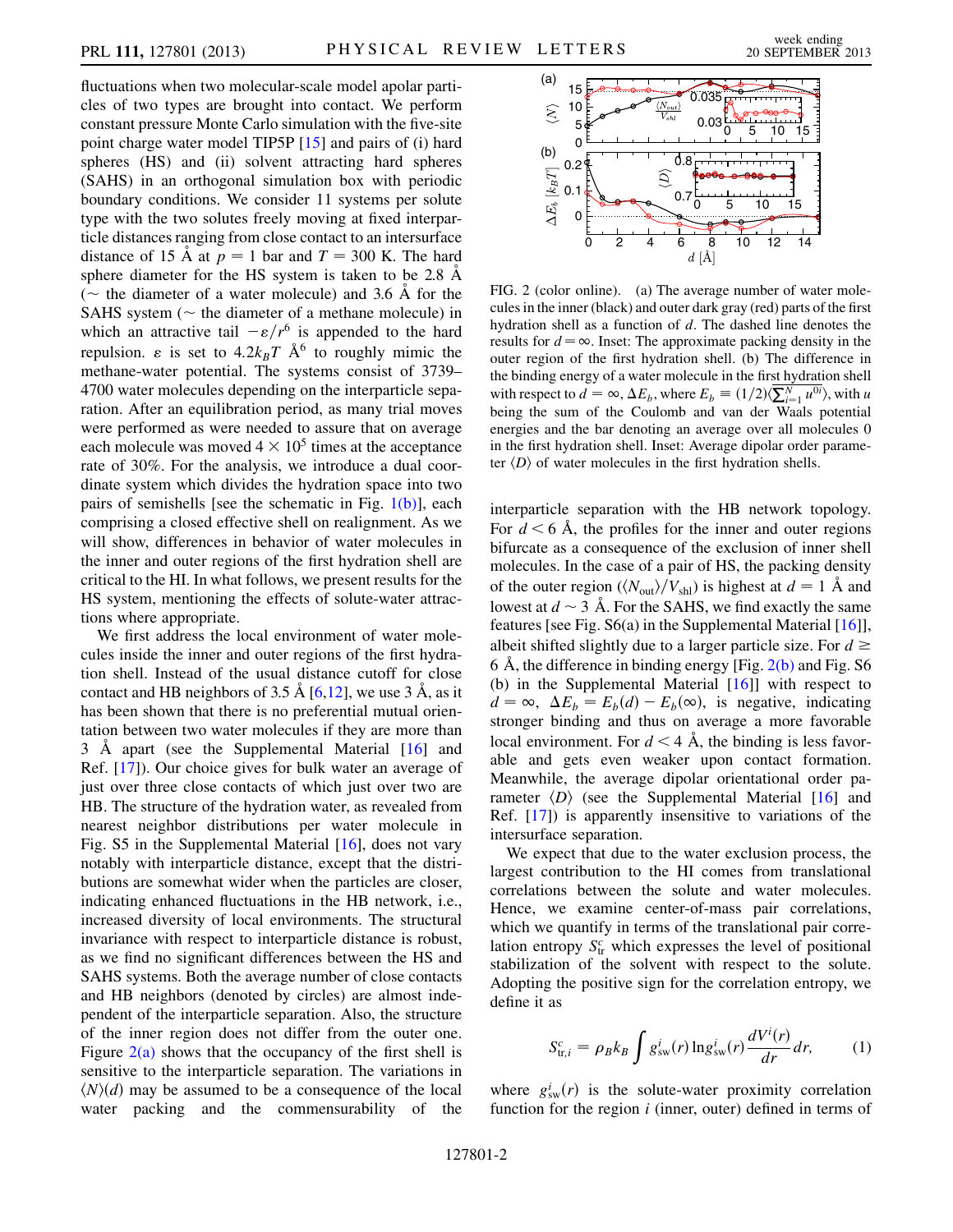fluctuations when two molecular-scale model apolar particles of two types are brought into contact. We perform constant pressure Monte Carlo simulation with the five-site point charge water model TIP5P [15] and pairs of (i) hard spheres (HS) and (ii) solvent attracting hard spheres (SAHS) in an orthogonal simulation box with periodic boundary conditions. We consider 11 systems per solute type with the two solutes freely moving at fixed interparticle distances ranging from close contact to an intersurface distance of 15 Å at $p = 1$ bar and $T = 300$ K. The hard sphere diameter for the HS system is taken to be 2.8 Å ($\sim$ the diameter of a water molecule) and 3.6 Å for the SAHS system ($\sim$ the diameter of a methane molecule) in which an attractive tail $-\varepsilon/r^6$ is appended to the hard repulsion. $\varepsilon$ is set to $4.2 k_B T$ Å$^6$ to roughly mimic the methane-water potential. The systems consist of 3739–4700 water molecules depending on the interparticle separation. After an equilibration period, as many trial moves were performed as were needed to assure that on average each molecule was moved $4 \times 10^5$ times at the acceptance rate of 30%. For the analysis, we introduce a dual coordinate system which divides the hydration space into two pairs of semishells [see the schematic in Fig. 1(b)], each comprising a closed effective shell on realignment. As we will show, differences in behavior of water molecules in the inner and outer regions of the first hydration shell are critical to the HI. In what follows, we present results for the HS system, mentioning the effects of solute-water attractions where appropriate.

We first address the local environment of water molecules inside the inner and outer regions of the first hydration shell. Instead of the usual distance cutoff for close contact and HB neighbors of 3.5 Å [6,12], we use 3 Å, as it has been shown that there is no preferential mutual orientation between two water molecules if they are more than 3 Å apart (see the Supplemental Material [16] and Ref. [17]). Our choice gives for bulk water an average of just over three close contacts of which just over two are HB. The structure of the hydration water, as revealed from nearest neighbor distributions per water molecule in Fig. S5 in the Supplemental Material [16], does not vary notably with interparticle distance, except that the distributions are somewhat wider when the particles are closer, indicating enhanced fluctuations in the HB network, i.e., increased diversity of local environments. The structural invariance with respect to interparticle distance is robust, as we find no significant differences between the HS and SAHS systems. Both the average number of close contacts and HB neighbors (denoted by circles) are almost independent of the interparticle separation. Also, the structure of the inner region does not differ from the outer one. Figure 2(a) shows that the occupancy of the first shell is sensitive to the interparticle separation. The variations in $\langle N\rangle(d)$ may be assumed to be a consequence of the local water packing and the commensurability of the interparticle separation with the HB network topology. For $d < 6$ Å, the profiles for the inner and outer regions bifurcate as a consequence of the exclusion of inner shell molecules. In the case of a pair of HS, the packing density of the outer region ($\langle N_{\text{out}}\rangle/V_{\text{shl}}$) is highest at $d = 1$ Å and lowest at $d \sim 3$ Å. For the SAHS, we find exactly the same features [see Fig. S6(a) in the Supplemental Material [16]], albeit shifted slightly due to a larger particle size. For $d \geq 6$ Å, the difference in binding energy [Fig. 2(b) and Fig. S6(b) in the Supplemental Material [16]] with respect to $d = \infty$, $\Delta E_b = E_b(d) - E_b(\infty)$, is negative, indicating stronger binding and thus on average a more favorable local environment. For $d < 4$ Å, the binding is less favorable and gets even weaker upon contact formation. Meanwhile, the average dipolar orientational order parameter $\langle D\rangle$ (see the Supplemental Material [16] and Ref. [17]) is apparently insensitive to variations of the intersurface separation.

FIG. 2 (color online). (a) The average number of water molecules in the inner (black) and outer dark gray (red) parts of the first hydration shell as a function of $d$. The dashed line denotes the results for $d = \infty$. Inset: The approximate packing density in the outer region of the first hydration shell. (b) The difference in the binding energy of a water molecule in the first hydration shell with respect to $d = \infty$, $\Delta E_b$, where $E_b \equiv (1/2)\langle \sum_{i=1}^{N} u^{0i}\rangle$, with $u$ being the sum of the Coulomb and van der Waals potential energies and the bar denoting an average over all molecules 0 in the first hydration shell. Inset: Average dipolar order parameter $\langle D\rangle$ of water molecules in the first hydration shells.

We expect that due to the water exclusion process, the largest contribution to the HI comes from translational correlations between the solute and water molecules. Hence, we examine center-of-mass pair correlations, which we quantify in terms of the translational pair correlation entropy $S^c_{\text{tr}}$ which expresses the level of positional stabilization of the solvent with respect to the solute. Adopting the positive sign for the correlation entropy, we define it as

$$S^c_{\text{tr},i} = \rho_B k_B \int g^i_{\text{sw}}(r) \ln g^i_{\text{sw}}(r) \frac{dV^i(r)}{dr} dr, \tag{1}$$

where $g^i_{\text{sw}}(r)$ is the solute-water proximity correlation function for the region $i$ (inner, outer) defined in terms of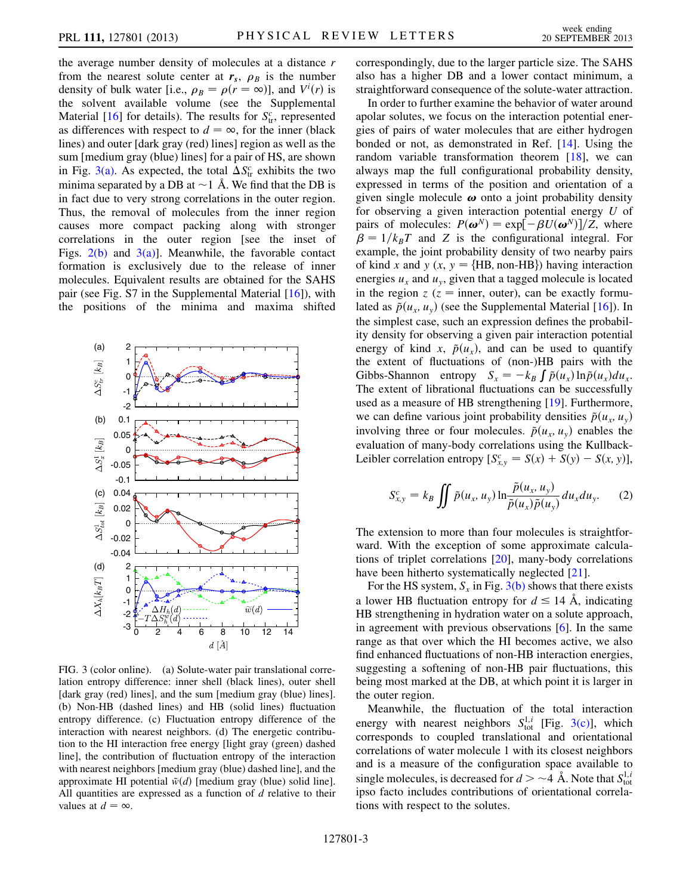the average number density of molecules at a distance $r$ from the nearest solute center at $\boldsymbol{r}_s$, $\rho_B$ is the number density of bulk water [i.e., $\rho_B = \rho(r = \infty)$], and $V^i(r)$ is the solvent available volume (see the Supplemental Material [16] for details). The results for $S^c_{\text{tr}}$, represented as differences with respect to $d = \infty$, for the inner (black lines) and outer [dark gray (red) lines] region as well as the sum [medium gray (blue) lines] for a pair of HS, are shown in Fig. 3(a). As expected, the total $\Delta S^c_{\text{tr}}$ exhibits the two minima separated by a DB at $\sim$1 Å. We find that the DB is in fact due to very strong correlations in the outer region. Thus, the removal of molecules from the inner region causes more compact packing along with stronger correlations in the outer region [see the inset of Figs. 2(b) and 3(a)]. Meanwhile, the favorable contact formation is exclusively due to the release of inner molecules. Equivalent results are obtained for the SAHS pair (see Fig. S7 in the Supplemental Material [16]), with the positions of the minima and maxima shifted correspondingly, due to the larger particle size. The SAHS also has a higher DB and a lower contact minimum, a straightforward consequence of the solute-water attraction.

FIG. 3 (color online). (a) Solute-water pair translational correlation entropy difference: inner shell (black lines), outer shell [dark gray (red) lines], and the sum [medium gray (blue) lines]. (b) Non-HB (dashed lines) and HB (solid lines) fluctuation entropy difference. (c) Fluctuation entropy difference of the interaction with nearest neighbors. (d) The energetic contribution to the HI interaction free energy [light gray (green) dashed line], the contribution of fluctuation entropy of the interaction with nearest neighbors [medium gray (blue) dashed line], and the approximate HI potential $\tilde{w}(d)$ [medium gray (blue) solid line]. All quantities are expressed as a function of $d$ relative to their values at $d = \infty$.

In order to further examine the behavior of water around apolar solutes, we focus on the interaction potential energies of pairs of water molecules that are either hydrogen bonded or not, as demonstrated in Ref. [14]. Using the random variable transformation theorem [18], we can always map the full configurational probability density, expressed in terms of the position and orientation of a given single molecule $\boldsymbol{\omega}$ onto a joint probability density for observing a given interaction potential energy $U$ of pairs of molecules: $P(\boldsymbol{\omega}^N) = \exp[-\beta U(\boldsymbol{\omega}^N)]/Z$, where $\beta = 1/k_B T$ and $Z$ is the configurational integral. For example, the joint probability density of two nearby pairs of kind $x$ and $y$ ($x, y = \{\text{HB, non-HB}\}$) having interaction energies $u_x$ and $u_y$, given that a tagged molecule is located in the region $z$ ($z$ = inner, outer), can be exactly formulated as $\tilde{p}(u_x, u_y)$ (see the Supplemental Material [16]). In the simplest case, such an expression defines the probability density for observing a given pair interaction potential energy of kind $x$, $\tilde{p}(u_x)$, and can be used to quantify the extent of fluctuations of (non-)HB pairs with the Gibbs-Shannon entropy $S_x = -k_B \int \tilde{p}(u_x) \ln \tilde{p}(u_x) du_x$. The extent of librational fluctuations can be successfully used as a measure of HB strengthening [19]. Furthermore, we can define various joint probability densities $\tilde{p}(u_x, u_y)$ involving three or four molecules. $\tilde{p}(u_x, u_y)$ enables the evaluation of many-body correlations using the Kullback-Leibler correlation entropy [$S^c_{x,y} = S(x) + S(y) - S(x, y)$],

$$S^c_{x,y} = k_B \iint \tilde{p}(u_x, u_y) \ln \frac{\tilde{p}(u_x, u_y)}{\tilde{p}(u_x)\tilde{p}(u_y)} du_x du_y. \tag{2}$$

The extension to more than four molecules is straightforward. With the exception of some approximate calculations of triplet correlations [20], many-body correlations have been hitherto systematically neglected [21].

For the HS system, $S_x$ in Fig. 3(b) shows that there exists a lower HB fluctuation entropy for $d \leq 14$ Å, indicating HB strengthening in hydration water on a solute approach, in agreement with previous observations [6]. In the same range as that over which the HI becomes active, we also find enhanced fluctuations of non-HB interaction energies, suggesting a softening of non-HB pair fluctuations, this being most marked at the DB, at which point it is larger in the outer region.

Meanwhile, the fluctuation of the total interaction energy with nearest neighbors $S^{1,i}_{\text{tot}}$ [Fig. 3(c)], which corresponds to coupled translational and orientational correlations of water molecule 1 with its closest neighbors and is a measure of the configuration space available to single molecules, is decreased for $d > \sim$4 Å. Note that $S^{1,i}_{\text{tot}}$ ipso facto includes contributions of orientational correlations with respect to the solutes.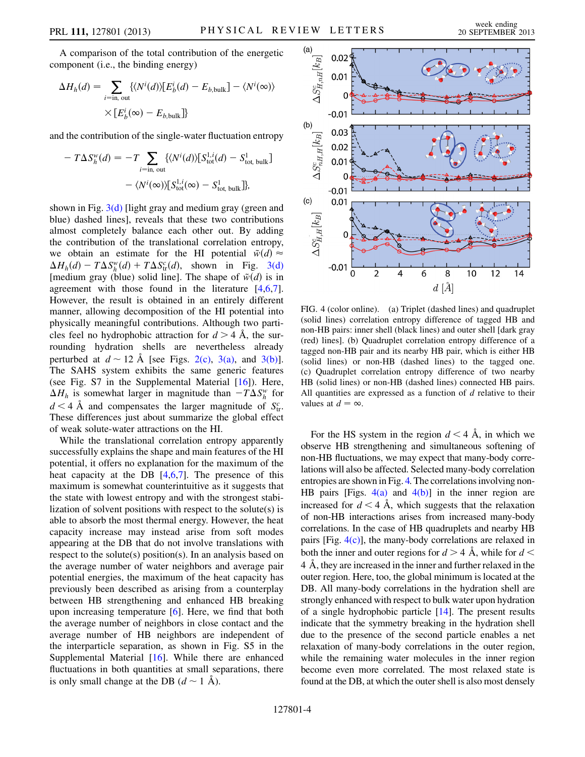A comparison of the total contribution of the energetic component (i.e., the binding energy)

$$\Delta H_h(d) = \sum_{i=\text{in, out}} \{\langle N^i(d)\rangle[E_b^i(d) - E_{b,\text{bulk}}] - \langle N^i(\infty)\rangle \times [E_b^i(\infty) - E_{b,\text{bulk}}]\}$$

and the contribution of the single-water fluctuation entropy

$$-T\Delta S_h^w(d) = -T \sum_{i=\text{in, out}} \{\langle N^i(d)\rangle[S_{\text{tot}}^{1,i}(d) - S_{\text{tot, bulk}}^1] - \langle N^i(\infty)\rangle[S_{\text{tot}}^{1,i}(\infty) - S_{\text{tot, bulk}}^1]\},$$

shown in Fig. 3(d) [light gray and medium gray (green and blue) dashed lines], reveals that these two contributions almost completely balance each other out. By adding the contribution of the translational correlation entropy, we obtain an estimate for the HI potential $\tilde{w}(d) \approx \Delta H_h(d) - T\Delta S_h^w(d) + T\Delta S_{\text{tr}}^c(d)$, shown in Fig. 3(d) [medium gray (blue) solid line]. The shape of $\tilde{w}(d)$ is in agreement with those found in the literature [4,6,7]. However, the result is obtained in an entirely different manner, allowing decomposition of the HI potential into physically meaningful contributions. Although two particles feel no hydrophobic attraction for $d > 4$ Å, the surrounding hydration shells are nevertheless already perturbed at $d \sim 12$ Å [see Figs. 2(c), 3(a), and 3(b)]. The SAHS system exhibits the same generic features (see Fig. S7 in the Supplemental Material [16]). Here, $\Delta H_h$ is somewhat larger in magnitude than $-T\Delta S_h^w$ for $d < 4$ Å and compensates the larger magnitude of $S_{\text{tr}}^c$. These differences just about summarize the global effect of weak solute-water attractions on the HI.

While the translational correlation entropy apparently successfully explains the shape and main features of the HI potential, it offers no explanation for the maximum of the heat capacity at the DB [4,6,7]. The presence of this maximum is somewhat counterintuitive as it suggests that the state with lowest entropy and with the strongest stabilization of solvent positions with respect to the solute(s) is able to absorb the most thermal energy. However, the heat capacity increase may instead arise from soft modes appearing at the DB that do not involve translations with respect to the solute(s) position(s). In an analysis based on the average number of water neighbors and average pair potential energies, the maximum of the heat capacity has previously been described as arising from a counterplay between HB strengthening and enhanced HB breaking upon increasing temperature [6]. Here, we find that both the average number of neighbors in close contact and the average number of HB neighbors are independent of the interparticle separation, as shown in Fig. S5 in the Supplemental Material [16]. While there are enhanced fluctuations in both quantities at small separations, there is only small change at the DB ($d \sim 1$ Å).

FIG. 4 (color online). (a) Triplet (dashed lines) and quadruplet (solid lines) correlation entropy difference of tagged HB and non-HB pairs: inner shell (black lines) and outer shell [dark gray (red) lines]. (b) Quadruplet correlation entropy difference of a tagged non-HB pair and its nearby HB pair, which is either HB (solid lines) or non-HB (dashed lines) to the tagged one. (c) Quadruplet correlation entropy difference of two nearby HB (solid lines) or non-HB (dashed lines) connected HB pairs. All quantities are expressed as a function of $d$ relative to their values at $d = \infty$.

For the HS system in the region $d < 4$ Å, in which we observe HB strengthening and simultaneous softening of non-HB fluctuations, we may expect that many-body correlations will also be affected. Selected many-body correlation entropies are shown in Fig. 4. The correlations involving non-HB pairs [Figs. 4(a) and 4(b)] in the inner region are increased for $d < 4$ Å, which suggests that the relaxation of non-HB interactions arises from increased many-body correlations. In the case of HB quadruplets and nearby HB pairs [Fig. 4(c)], the many-body correlations are relaxed in both the inner and outer regions for $d > 4$ Å, while for $d < 4$ Å, they are increased in the inner and further relaxed in the outer region. Here, too, the global minimum is located at the DB. All many-body correlations in the hydration shell are strongly enhanced with respect to bulk water upon hydration of a single hydrophobic particle [14]. The present results indicate that the symmetry breaking in the hydration shell due to the presence of the second particle enables a net relaxation of many-body correlations in the outer region, while the remaining water molecules in the inner region become even more correlated. The most relaxed state is found at the DB, at which the outer shell is also most densely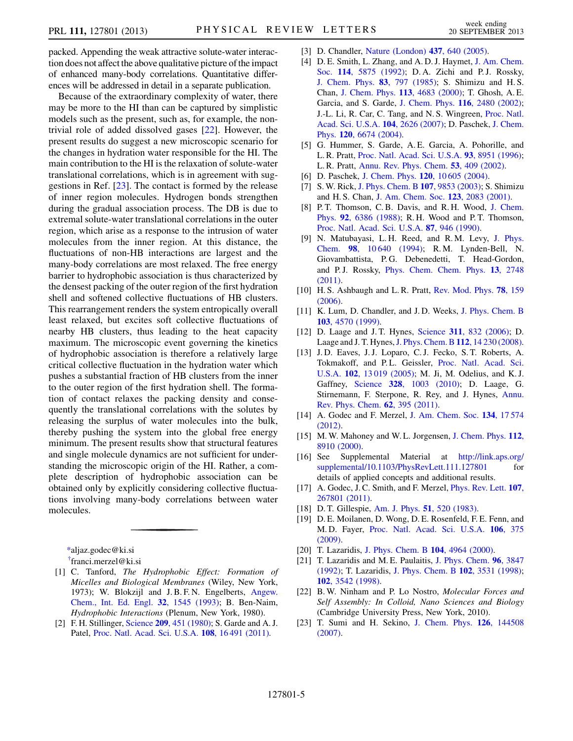packed. Appending the weak attractive solute-water interaction does not affect the above qualitative picture of the impact of enhanced many-body correlations. Quantitative differences will be addressed in detail in a separate publication.

Because of the extraordinary complexity of water, there may be more to the HI than can be captured by simplistic models such as the present, such as, for example, the nontrivial role of added dissolved gases [22]. However, the present results do suggest a new microscopic scenario for the changes in hydration water responsible for the HI. The main contribution to the HI is the relaxation of solute-water translational correlations, which is in agreement with suggestions in Ref. [23]. The contact is formed by the release of inner region molecules. Hydrogen bonds strengthen during the gradual association process. The DB is due to extremal solute-water translational correlations in the outer region, which arise as a response to the intrusion of water molecules from the inner region. At this distance, the fluctuations of non-HB interactions are largest and the many-body correlations are most relaxed. The free energy barrier to hydrophobic association is thus characterized by the densest packing of the outer region of the first hydration shell and softened collective fluctuations of HB clusters. This rearrangement renders the system entropically overall least relaxed, but excites soft collective fluctuations of nearby HB clusters, thus leading to the heat capacity maximum. The microscopic event governing the kinetics of hydrophobic association is therefore a relatively large critical collective fluctuation in the hydration water which pushes a substantial fraction of HB clusters from the inner to the outer region of the first hydration shell. The formation of contact relaxes the packing density and consequently the translational correlations with the solutes by releasing the surplus of water molecules into the bulk, thereby pushing the system into the global free energy minimum. The present results show that structural features and single molecule dynamics are not sufficient for understanding the microscopic origin of the HI. Rather, a complete description of hydrophobic association can be obtained only by explicitly considering collective fluctuations involving many-body correlations between water molecules.

---

*aljaz.godec@ki.si

†franci.merzel@ki.si

[1] C. Tanford, *The Hydrophobic Effect: Formation of Micelles and Biological Membranes* (Wiley, New York, 1973); W. Blokzijl and J. B. F. N. Engelberts, Angew. Chem., Int. Ed. Engl. **32**, 1545 (1993); B. Ben-Naim, *Hydrophobic Interactions* (Plenum, New York, 1980).

[2] F. H. Stillinger, Science **209**, 451 (1980); S. Garde and A. J. Patel, Proc. Natl. Acad. Sci. U.S.A. **108**, 16 491 (2011).

[3] D. Chandler, Nature (London) **437**, 640 (2005).

[4] D. E. Smith, L. Zhang, and A. D. J. Haymet, J. Am. Chem. Soc. **114**, 5875 (1992); D. A. Zichi and P. J. Rossky, J. Chem. Phys. **83**, 797 (1985); S. Shimizu and H. S. Chan, J. Chem. Phys. **113**, 4683 (2000); T. Ghosh, A. E. Garcia, and S. Garde, J. Chem. Phys. **116**, 2480 (2002); J.-L. Li, R. Car, C. Tang, and N. S. Wingreen, Proc. Natl. Acad. Sci. U.S.A. **104**, 2626 (2007); D. Paschek, J. Chem. Phys. **120**, 6674 (2004).

[5] G. Hummer, S. Garde, A. E. Garcia, A. Pohorille, and L. R. Pratt, Proc. Natl. Acad. Sci. U.S.A. **93**, 8951 (1996); L. R. Pratt, Annu. Rev. Phys. Chem. **53**, 409 (2002).

[6] D. Paschek, J. Chem. Phys. **120**, 10 605 (2004).

[7] S. W. Rick, J. Phys. Chem. B **107**, 9853 (2003); S. Shimizu and H. S. Chan, J. Am. Chem. Soc. **123**, 2083 (2001).

[8] P. T. Thomson, C. B. Davis, and R. H. Wood, J. Chem. Phys. **92**, 6386 (1988); R. H. Wood and P. T. Thomson, Proc. Natl. Acad. Sci. U.S.A. **87**, 946 (1990).

[9] N. Matubayasi, L. H. Reed, and R. M. Levy, J. Phys. Chem. **98**, 10 640 (1994); R. M. Lynden-Bell, N. Giovambattista, P. G. Debenedetti, T. Head-Gordon, and P. J. Rossky, Phys. Chem. Chem. Phys. **13**, 2748 (2011).

[10] H. S. Ashbaugh and L. R. Pratt, Rev. Mod. Phys. **78**, 159 (2006).

[11] K. Lum, D. Chandler, and J. D. Weeks, J. Phys. Chem. B **103**, 4570 (1999).

[12] D. Laage and J. T. Hynes, Science **311**, 832 (2006); D. Laage and J. T. Hynes, J. Phys. Chem. B **112**, 14 230 (2008).

[13] J. D. Eaves, J. J. Loparo, C. J. Fecko, S. T. Roberts, A. Tokmakoff, and P. L. Geissler, Proc. Natl. Acad. Sci. U.S.A. **102**, 13 019 (2005); M. Ji, M. Odelius, and K. J. Gaffney, Science **328**, 1003 (2010); D. Laage, G. Stirnemann, F. Sterpone, R. Rey, and J. Hynes, Annu. Rev. Phys. Chem. **62**, 395 (2011).

[14] A. Godec and F. Merzel, J. Am. Chem. Soc. **134**, 17 574 (2012).

[15] M. W. Mahoney and W. L. Jorgensen, J. Chem. Phys. **112**, 8910 (2000).

[16] See Supplemental Material at http://link.aps.org/supplemental/10.1103/PhysRevLett.111.127801 for details of applied concepts and additional results.

[17] A. Godec, J. C. Smith, and F. Merzel, Phys. Rev. Lett. **107**, 267801 (2011).

[18] D. T. Gillespie, Am. J. Phys. **51**, 520 (1983).

[19] D. E. Moilanen, D. Wong, D. E. Rosenfeld, E. E. Fenn, and M. D. Fayer, Proc. Natl. Acad. Sci. U.S.A. **106**, 375 (2009).

[20] T. Lazaridis, J. Phys. Chem. B **104**, 4964 (2000).

[21] T. Lazaridis and M. E. Paulaitis, J. Phys. Chem. **96**, 3847 (1992); T. Lazaridis, J. Phys. Chem. B **102**, 3531 (1998); **102**, 3542 (1998).

[22] B. W. Ninham and P. Lo Nostro, *Molecular Forces and Self Assembly: In Colloid, Nano Sciences and Biology* (Cambridge University Press, New York, 2010).

[23] T. Sumi and H. Sekino, J. Chem. Phys. **126**, 144508 (2007).